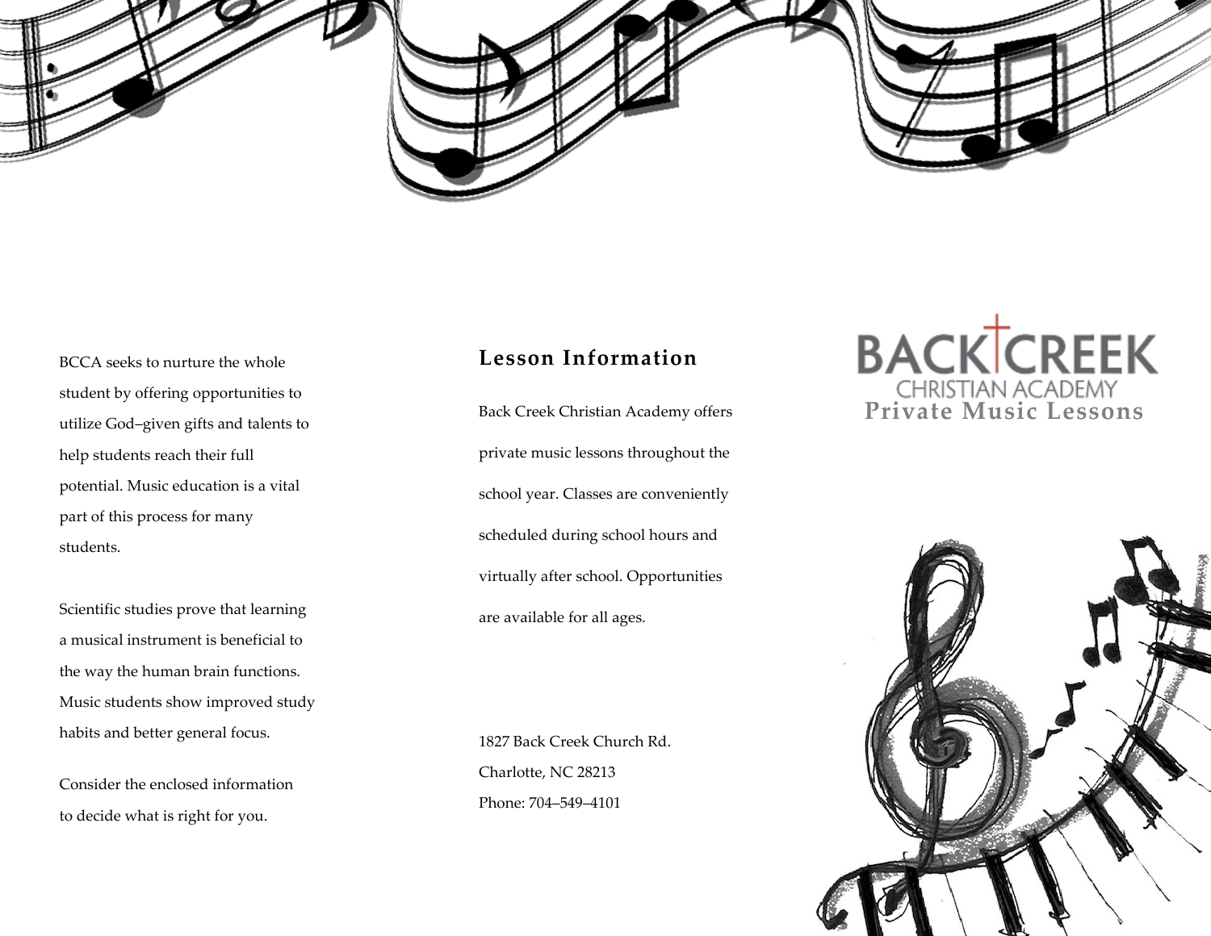BCCA seeks to nurture the whole student by offering opportunities to utilize God–given gifts and talents to help students reach their full potential. Music education is a vital part of this process for many students.

Scientific studies prove that learning a musical instrument is beneficial to the way the human brain functions. Music students show improved study habits and better general focus.

Consider the enclosed information to decide what is right for you.

## Lesson Information

Back Creek Christian Academy offers private music lessons throughout the school year. Classes are conveniently scheduled during school hours and virtually after school. Opportunities are available for all ages.

1827 Back Creek Church Rd.
Charlotte, NC 28213
Phone: 704–549–4101

# BACK CREEK
CHRISTIAN ACADEMY

## Private Music Lessons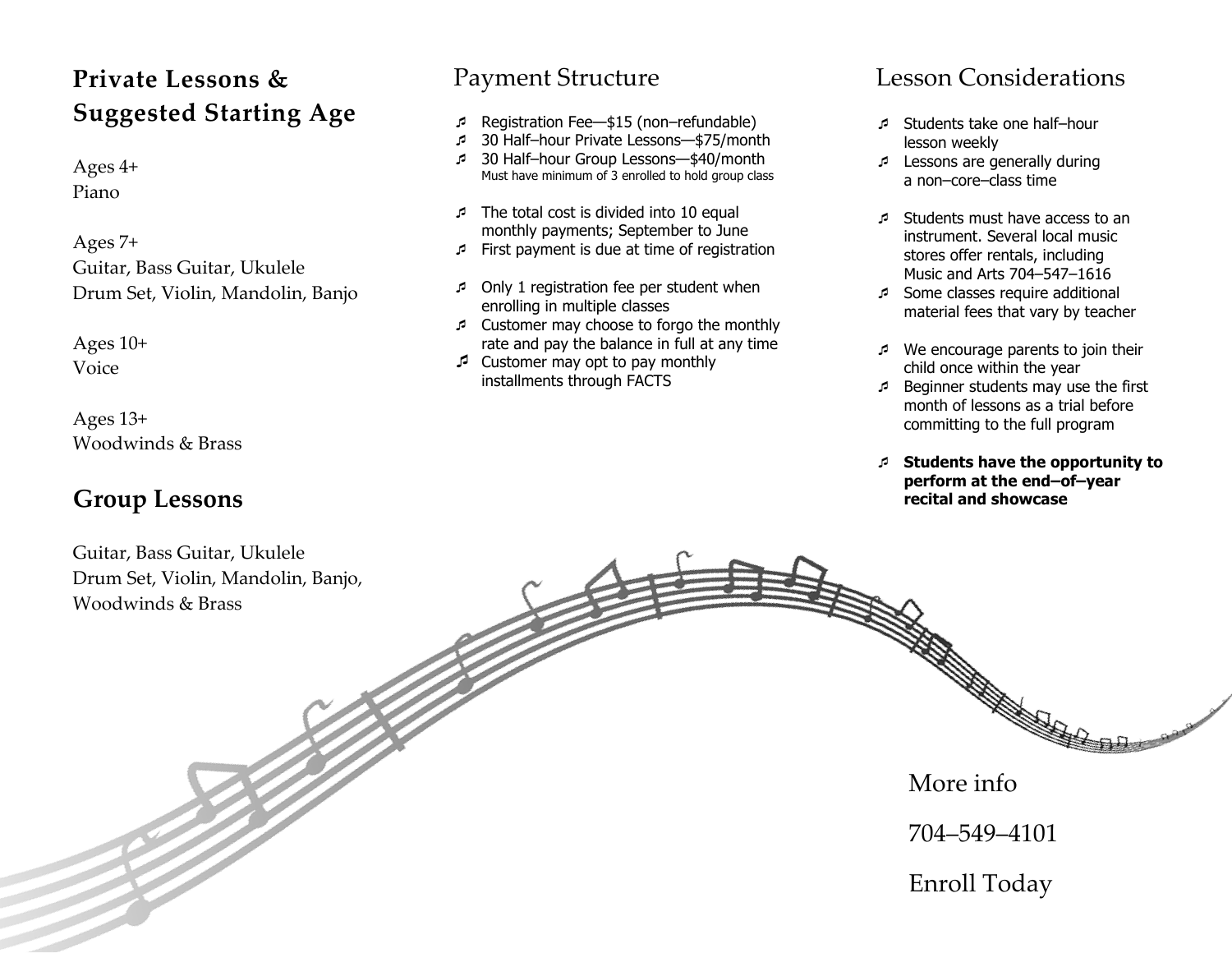## Private Lessons & Suggested Starting Age

Ages 4+
Piano

Ages 7+
Guitar, Bass Guitar, Ukulele
Drum Set, Violin, Mandolin, Banjo

Ages 10+
Voice

Ages 13+
Woodwinds & Brass

## Group Lessons

Guitar, Bass Guitar, Ukulele
Drum Set, Violin, Mandolin, Banjo,
Woodwinds & Brass

## Payment Structure

- Registration Fee—$15 (non–refundable)
- 30 Half–hour Private Lessons—$75/month
- 30 Half–hour Group Lessons—$40/month
  Must have minimum of 3 enrolled to hold group class

- The total cost is divided into 10 equal monthly payments; September to June
- First payment is due at time of registration

- Only 1 registration fee per student when enrolling in multiple classes
- Customer may choose to forgo the monthly rate and pay the balance in full at any time
- Customer may opt to pay monthly installments through FACTS

## Lesson Considerations

- Students take one half–hour lesson weekly
- Lessons are generally during a non–core–class time

- Students must have access to an instrument. Several local music stores offer rentals, including Music and Arts 704–547–1616
- Some classes require additional material fees that vary by teacher

- We encourage parents to join their child once within the year
- Beginner students may use the first month of lessons as a trial before committing to the full program

- **Students have the opportunity to perform at the end–of–year recital and showcase**

More info

704–549–4101

Enroll Today